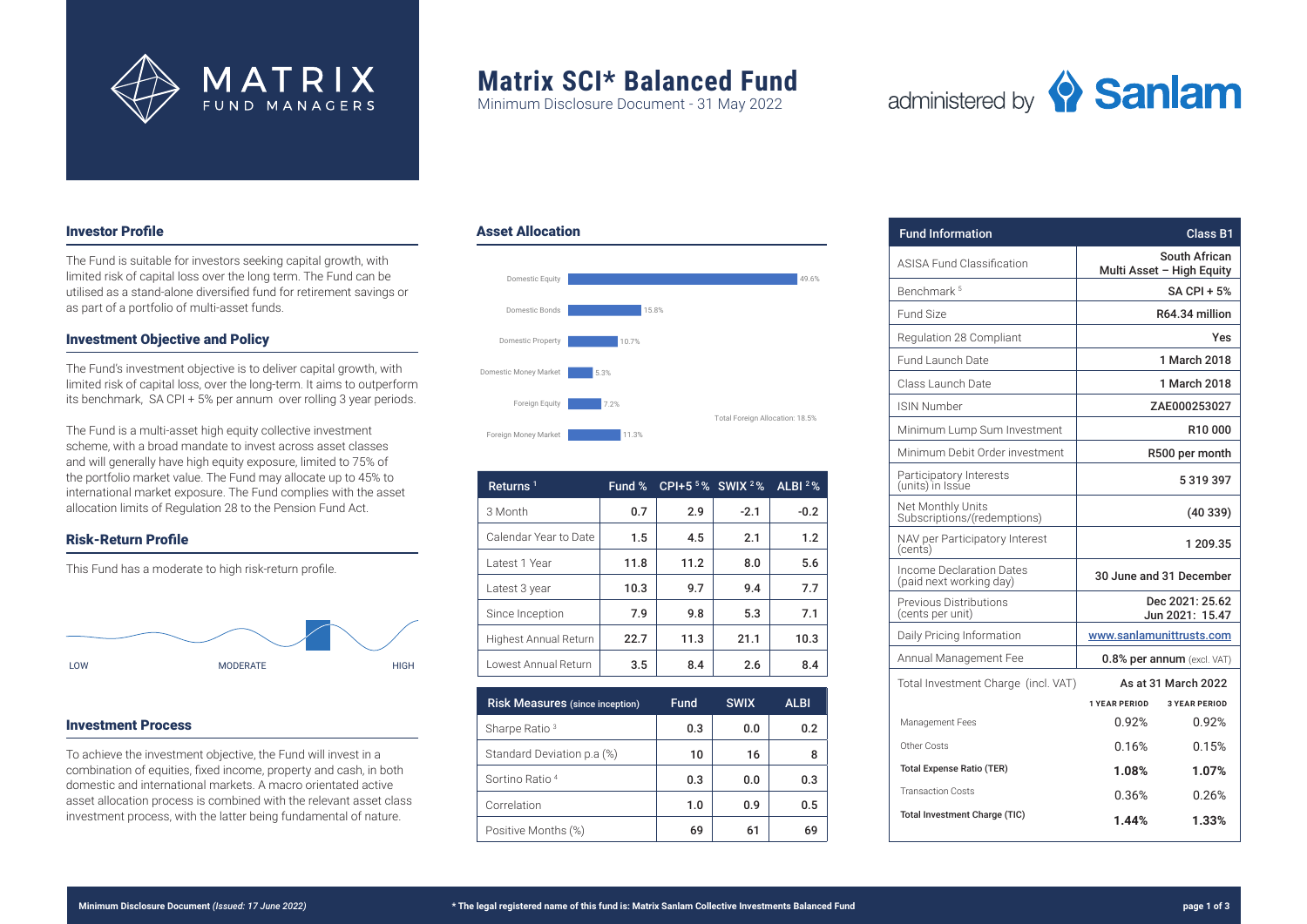MATRIX FUND MANAGERS

# Matrix SCI* Balanced Fund

Minimum Disclosure Document - 31 May 2022

administered by Sanlam

## Investor Profile

The Fund is suitable for investors seeking capital growth, with limited risk of capital loss over the long term. The Fund can be utilised as a stand-alone diversified fund for retirement savings or as part of a portfolio of multi-asset funds.

## Investment Objective and Policy

The Fund's investment objective is to deliver capital growth, with limited risk of capital loss, over the long-term. It aims to outperform its benchmark, SA CPI + 5% per annum over rolling 3 year periods.

The Fund is a multi-asset high equity collective investment scheme, with a broad mandate to invest across asset classes and will generally have high equity exposure, limited to 75% of the portfolio market value. The Fund may allocate up to 45% to international market exposure. The Fund complies with the asset allocation limits of Regulation 28 to the Pension Fund Act.

## Risk-Return Profile

This Fund has a moderate to high risk-return profile.

LOW | MODERATE | HIGH

## Investment Process

To achieve the investment objective, the Fund will invest in a combination of equities, fixed income, property and cash, in both domestic and international markets. A macro orientated active asset allocation process is combined with the relevant asset class investment process, with the latter being fundamental of nature.

## Asset Allocation

| Asset Class | % |
|---|---|
| Domestic Equity | 49.6% |
| Domestic Bonds | 15.8% |
| Domestic Property | 10.7% |
| Domestic Money Market | 5.3% |
| Foreign Equity | 7.2% |
| Foreign Money Market | 11.3% |

Total Foreign Allocation: 18.5%

| Returns [1] | Fund % | CPI+5 [5] % | SWIX [2] % | ALBI [2] % |
|---|---|---|---|---|
| 3 Month | 0.7 | 2.9 | -2.1 | -0.2 |
| Calendar Year to Date | 1.5 | 4.5 | 2.1 | 1.2 |
| Latest 1 Year | 11.8 | 11.2 | 8.0 | 5.6 |
| Latest 3 year | 10.3 | 9.7 | 9.4 | 7.7 |
| Since Inception | 7.9 | 9.8 | 5.3 | 7.1 |
| Highest Annual Return | 22.7 | 11.3 | 21.1 | 10.3 |
| Lowest Annual Return | 3.5 | 8.4 | 2.6 | 8.4 |

| Risk Measures (since inception) | Fund | SWIX | ALBI |
|---|---|---|---|
| Sharpe Ratio [3] | 0.3 | 0.0 | 0.2 |
| Standard Deviation p.a (%) | 10 | 16 | 8 |
| Sortino Ratio [4] | 0.3 | 0.0 | 0.3 |
| Correlation | 1.0 | 0.9 | 0.5 |
| Positive Months (%) | 69 | 61 | 69 |

| Fund Information | Class B1 |
|---|---|
| ASISA Fund Classification | South African Multi Asset – High Equity |
| Benchmark [5] | SA CPI + 5% |
| Fund Size | R64.34 million |
| Regulation 28 Compliant | Yes |
| Fund Launch Date | 1 March 2018 |
| Class Launch Date | 1 March 2018 |
| ISIN Number | ZAE000253027 |
| Minimum Lump Sum Investment | R10 000 |
| Minimum Debit Order investment | R500 per month |
| Participatory Interests (units) in Issue | 5 319 397 |
| Net Monthly Units Subscriptions/(redemptions) | (40 339) |
| NAV per Participatory Interest (cents) | 1 209.35 |
| Income Declaration Dates (paid next working day) | 30 June and 31 December |
| Previous Distributions (cents per unit) | Dec 2021: 25.62<br>Jun 2021: 15.47 |
| Daily Pricing Information | www.sanlamunittrusts.com |
| Annual Management Fee | 0.8% per annum (excl. VAT) |

| Total Investment Charge (incl. VAT) | As at 31 March 2022 | |
|---|---|---|
| | 1 YEAR PERIOD | 3 YEAR PERIOD |
| Management Fees | 0.92% | 0.92% |
| Other Costs | 0.16% | 0.15% |
| **Total Expense Ratio (TER)** | **1.08%** | **1.07%** |
| Transaction Costs | 0.36% | 0.26% |
| **Total Investment Charge (TIC)** | **1.44%** | **1.33%** |

**Minimum Disclosure Document** *(Issued: 17 June 2022)*

**\* The legal registered name of this fund is: Matrix Sanlam Collective Investments Balanced Fund**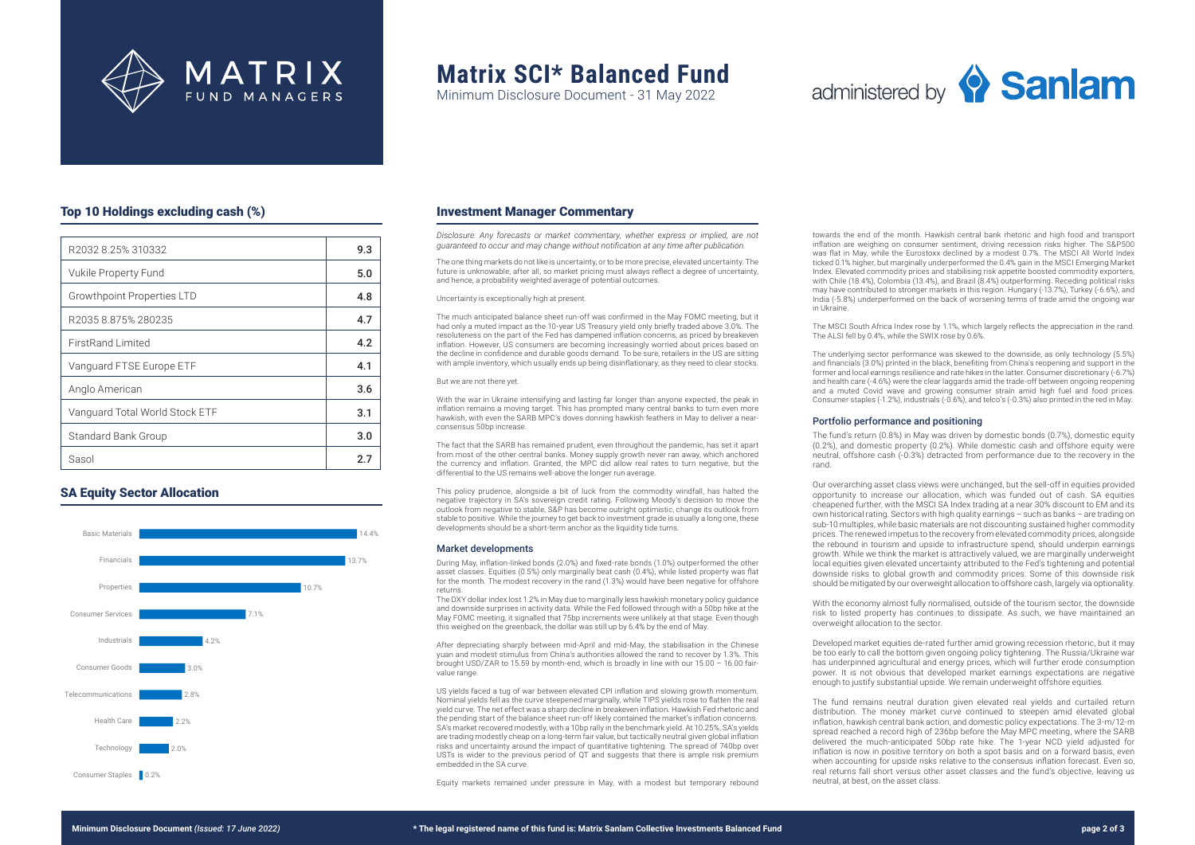# Matrix SCI* Balanced Fund

Minimum Disclosure Document - 31 May 2022

administered by Sanlam

## Top 10 Holdings excluding cash (%)

| Holding | % |
|---|---|
| R2032 8.25% 310332 | 9.3 |
| Vukile Property Fund | 5.0 |
| Growthpoint Properties LTD | 4.8 |
| R2035 8.875% 280235 | 4.7 |
| FirstRand Limited | 4.2 |
| Vanguard FTSE Europe ETF | 4.1 |
| Anglo American | 3.6 |
| Vanguard Total World Stock ETF | 3.1 |
| Standard Bank Group | 3.0 |
| Sasol | 2.7 |

## SA Equity Sector Allocation

| Sector | % |
|---|---|
| Basic Materials | 14.4% |
| Financials | 13.7% |
| Properties | 10.7% |
| Consumer Services | 7.1% |
| Industrials | 4.2% |
| Consumer Goods | 3.0% |
| Telecommunications | 2.8% |
| Health Care | 2.2% |
| Technology | 2.0% |
| Consumer Staples | 0.2% |

## Investment Manager Commentary

*Disclosure: Any forecasts or market commentary, whether express or implied, are not guaranteed to occur and may change without notification at any time after publication.*

The one thing markets do not like is uncertainty, or to be more precise, elevated uncertainty. The future is unknowable, after all, so market pricing must always reflect a degree of uncertainty, and hence, a probability weighted average of potential outcomes.

Uncertainty is exceptionally high at present.

The much anticipated balance sheet run-off was confirmed in the May FOMC meeting, but it had only a muted impact as the 10-year US Treasury yield only briefly traded above 3.0%. The resoluteness on the part of the Fed has dampened inflation concerns, as priced by breakeven inflation. However, US consumers are becoming increasingly worried about prices based on the decline in confidence and durable goods demand. To be sure, retailers in the US are sitting with ample inventory, which usually ends up being disinflationary, as they need to clear stocks.

But we are not there yet.

With the war in Ukraine intensifying and lasting far longer than anyone expected, the peak in inflation remains a moving target. This has prompted many central banks to turn even more hawkish, with even the SARB MPC's doves donning hawkish feathers in May to deliver a near-consensus 50bp increase.

The fact that the SARB has remained prudent, even throughout the pandemic, has set it apart from most of the other central banks. Money supply growth never ran away, which anchored the currency and inflation. Granted, the MPC did allow real rates to turn negative, but the differential to the US remains well-above the longer run average.

This policy prudence, alongside a bit of luck from the commodity windfall, has halted the negative trajectory in SA's sovereign credit rating. Following Moody's decision to move the outlook from negative to stable, S&P has become outright optimistic, change its outlook from stable to positive. While the journey to get back to investment grade is usually a long one, these developments should be a short-term anchor as the liquidity tide turns.

### Market developments

During May, inflation-linked bonds (2.0%) and fixed-rate bonds (1.0%) outperformed the other asset classes. Equities (0.5%) only marginally beat cash (0.4%), while listed property was flat for the month. The modest recovery in the rand (1.3%) would have been negative for offshore returns.

The DXY dollar index lost 1.2% in May due to marginally less hawkish monetary policy guidance and downside surprises in activity data. While the Fed followed through with a 50bp hike at the May FOMC meeting, it signalled that 75bp increments were unlikely at that stage. Even though this weighed on the greenback, the dollar was still up by 6.4% by the end of May.

After depreciating sharply between mid-April and mid-May, the stabilisation in the Chinese yuan and modest stimulus from China's authorities allowed the rand to recover by 1.3%. This brought USD/ZAR to 15.59 by month-end, which is broadly in line with our 15.00 – 16.00 fair-value range.

US yields faced a tug of war between elevated CPI inflation and slowing growth momentum. Nominal yields fell as the curve steepened marginally, while TIPS yields rose to flatten the real yield curve. The net effect was a sharp decline in breakeven inflation. Hawkish Fed rhetoric and the pending start of the balance sheet run-off likely contained the market's inflation concerns. SA's market recovered modestly, with a 10bp rally in the benchmark yield. At 10.25%, SA's yields are trading modestly cheap on a long-term fair value, but tactically neutral given global inflation risks and uncertainty around the impact of quantitative tightening. The spread of 740bp over USTs is wider to the previous period of QT and suggests that there is ample risk premium embedded in the SA curve.

Equity markets remained under pressure in May, with a modest but temporary rebound towards the end of the month. Hawkish central bank rhetoric and high food and transport inflation are weighing on consumer sentiment, driving recession risks higher. The S&P500 was flat in May, while the Eurostoxx declined by a modest 0.7%. The MSCI All World Index ticked 0.1% higher, but marginally underperformed the 0.4% gain in the MSCI Emerging Market Index. Elevated commodity prices and stabilising risk appetite boosted commodity exporters, with Chile (18.4%), Colombia (13.4%), and Brazil (8.4%) outperforming. Receding political risks may have contributed to stronger markets in this region. Hungary (-13.7%), Turkey (-6.6%), and India (-5.8%) underperformed on the back of worsening terms of trade amid the ongoing war in Ukraine.

The MSCI South Africa Index rose by 1.1%, which largely reflects the appreciation in the rand. The ALSI fell by 0.4%, while the SWIX rose by 0.6%.

The underlying sector performance was skewed to the downside, as only technology (5.5%) and financials (3.0%) printed in the black, benefiting from China's reopening and support in the former and local earnings resilience and rate hikes in the latter. Consumer discretionary (-6.7%) and health care (-4.6%) were the clear laggards amid the trade-off between ongoing reopening and a muted Covid wave and growing consumer strain amid high fuel and food prices. Consumer staples (-1.2%), industrials (-0.6%), and telco's (-0.3%) also printed in the red in May.

### Portfolio performance and positioning

The fund's return (0.8%) in May was driven by domestic bonds (0.7%), domestic equity (0.2%), and domestic property (0.2%). While domestic cash and offshore equity were neutral, offshore cash (-0.3%) detracted from performance due to the recovery in the rand.

Our overarching asset class views were unchanged, but the sell-off in equities provided opportunity to increase our allocation, which was funded out of cash. SA equities cheapened further, with the MSCI SA Index trading at a near 30% discount to EM and its own historical rating. Sectors with high quality earnings – such as banks – are trading on sub-10 multiples, while basic materials are not discounting sustained higher commodity prices. The renewed impetus to the recovery from elevated commodity prices, alongside the rebound in tourism and upside to infrastructure spend, should underpin earnings growth. While we think the market is attractively valued, we are marginally underweight local equities given elevated uncertainty attributed to the Fed's tightening and potential downside risks to global growth and commodity prices. Some of this downside risk should be mitigated by our overweight allocation to offshore cash, largely via optionality.

With the economy almost fully normalised, outside of the tourism sector, the downside risk to listed property has continues to dissipate. As such, we have maintained an overweight allocation to the sector.

Developed market equities de-rated further amid growing recession rhetoric, but it may be too early to call the bottom given ongoing policy tightening. The Russia/Ukraine war has underpinned agricultural and energy prices, which will further erode consumption power. It is not obvious that developed market earnings expectations are negative enough to justify substantial upside. We remain underweight offshore equities.

The fund remains neutral duration given elevated real yields and curtailed return distribution. The money market curve continued to steepen amid elevated global inflation, hawkish central bank action, and domestic policy expectations. The 3-m/12-m spread reached a record high of 236bp before the May MPC meeting, where the SARB delivered the much-anticipated 50bp rate hike. The 1-year NCD yield adjusted for inflation is now in positive territory on both a spot basis and on a forward basis, even when accounting for upside risks relative to the consensus inflation forecast. Even so, real returns fall short versus other asset classes and the fund's objective, leaving us neutral, at best, on the asset class.

**Minimum Disclosure Document** *(Issued: 17 June 2022)*

**\* The legal registered name of this fund is: Matrix Sanlam Collective Investments Balanced Fund**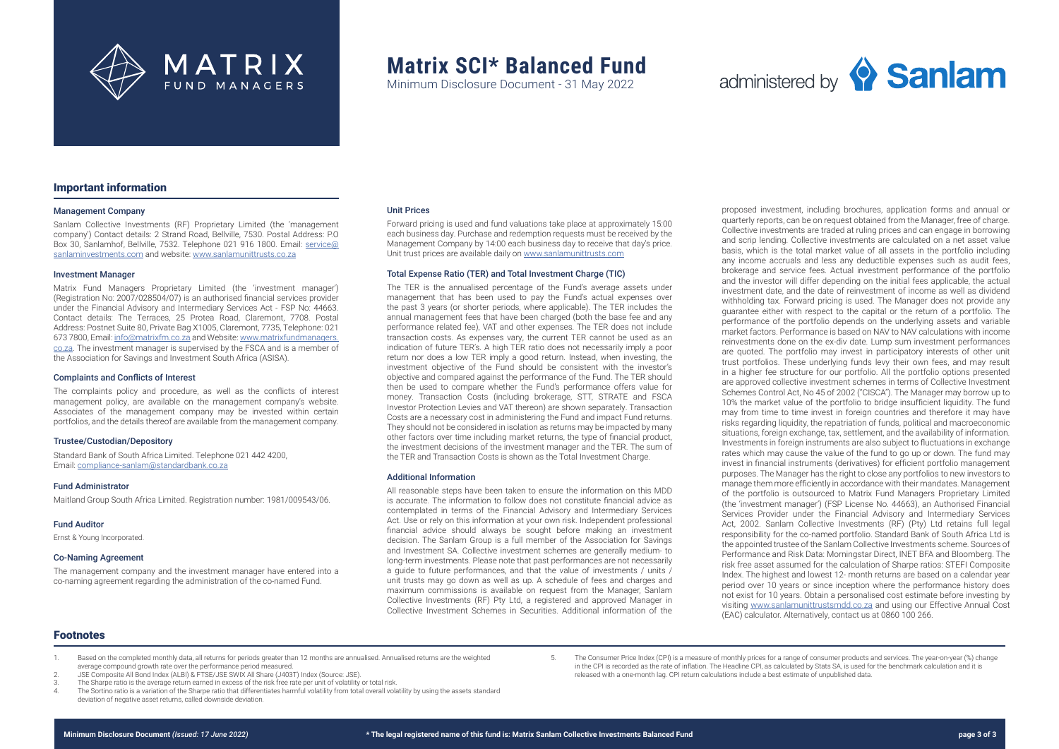# Matrix SCI* Balanced Fund

Minimum Disclosure Document - 31 May 2022

administered by Sanlam

## Important information

### Management Company

Sanlam Collective Investments (RF) Proprietary Limited (the 'management company') Contact details: 2 Strand Road, Bellville, 7530. Postal Address: P.O Box 30, Sanlamhof, Bellville, 7532. Telephone 021 916 1800. Email: service@sanlaminvestments.com and website: www.sanlamunittrusts.co.za

### Investment Manager

Matrix Fund Managers Proprietary Limited (the 'investment manager') (Registration No: 2007/028504/07) is an authorised financial services provider under the Financial Advisory and Intermediary Services Act - FSP No: 44663. Contact details: The Terraces, 25 Protea Road, Claremont, 7708. Postal Address: Postnet Suite 80, Private Bag X1005, Claremont, 7735, Telephone: 021 673 7800, Email: info@matrixfm.co.za and Website: www.matrixfundmanagers.co.za. The investment manager is supervised by the FSCA and is a member of the Association for Savings and Investment South Africa (ASISA).

### Complaints and Conflicts of Interest

The complaints policy and procedure, as well as the conflicts of interest management policy, are available on the management company's website. Associates of the management company may be invested within certain portfolios, and the details thereof are available from the management company.

### Trustee/Custodian/Depository

Standard Bank of South Africa Limited. Telephone 021 442 4200, Email: compliance-sanlam@standardbank.co.za

### Fund Administrator

Maitland Group South Africa Limited. Registration number: 1981/009543/06.

### Fund Auditor

Ernst & Young Incorporated.

### Co-Naming Agreement

The management company and the investment manager have entered into a co-naming agreement regarding the administration of the co-named Fund.

### Unit Prices

Forward pricing is used and fund valuations take place at approximately 15:00 each business day. Purchase and redemption requests must be received by the Management Company by 14:00 each business day to receive that day's price. Unit trust prices are available daily on www.sanlamunittrusts.com

### Total Expense Ratio (TER) and Total Investment Charge (TIC)

The TER is the annualised percentage of the Fund's average assets under management that has been used to pay the Fund's actual expenses over the past 3 years (or shorter periods, where applicable). The TER includes the annual management fees that have been charged (both the base fee and any performance related fee), VAT and other expenses. The TER does not include transaction costs. As expenses vary, the current TER cannot be used as an indication of future TER's. A high TER ratio does not necessarily imply a poor return nor does a low TER imply a good return. Instead, when investing, the investment objective of the Fund should be consistent with the investor's objective and compared against the performance of the Fund. The TER should then be used to compare whether the Fund's performance offers value for money. Transaction Costs (including brokerage, STT, STRATE and FSCA Investor Protection Levies and VAT thereon) are shown separately. Transaction Costs are a necessary cost in administering the Fund and impact Fund returns. They should not be considered in isolation as returns may be impacted by many other factors over time including market returns, the type of financial product, the investment decisions of the investment manager and the TER. The sum of the TER and Transaction Costs is shown as the Total Investment Charge.

### Additional Information

All reasonable steps have been taken to ensure the information on this MDD is accurate. The information to follow does not constitute financial advice as contemplated in terms of the Financial Advisory and Intermediary Services Act. Use or rely on this information at your own risk. Independent professional financial advice should always be sought before making an investment decision. The Sanlam Group is a full member of the Association for Savings and Investment SA. Collective investment schemes are generally medium- to long-term investments. Please note that past performances are not necessarily a guide to future performances, and that the value of investments / units / unit trusts may go down as well as up. A schedule of fees and charges and maximum commissions is available on request from the Manager, Sanlam Collective Investments (RF) Pty Ltd, a registered and approved Manager in Collective Investment Schemes in Securities. Additional information of the proposed investment, including brochures, application forms and annual or quarterly reports, can be on request obtained from the Manager, free of charge. Collective investments are traded at ruling prices and can engage in borrowing and scrip lending. Collective investments are calculated on a net asset value basis, which is the total market value of all assets in the portfolio including any income accruals and less any deductible expenses such as audit fees, brokerage and service fees. Actual investment performance of the portfolio and the investor will differ depending on the initial fees applicable, the actual investment date, and the date of reinvestment of income as well as dividend withholding tax. Forward pricing is used. The Manager does not provide any guarantee either with respect to the capital or the return of a portfolio. The performance of the portfolio depends on the underlying assets and variable market factors. Performance is based on NAV to NAV calculations with income reinvestments done on the ex-div date. Lump sum investment performances are quoted. The portfolio may invest in participatory interests of other unit trust portfolios. These underlying funds levy their own fees, and may result in a higher fee structure for our portfolio. All the portfolio options presented are approved collective investment schemes in terms of Collective Investment Schemes Control Act, No 45 of 2002 ("CISCA"). The Manager may borrow up to 10% the market value of the portfolio to bridge insufficient liquidity. The fund may from time to time invest in foreign countries and therefore it may have risks regarding liquidity, the repatriation of funds, political and macroeconomic situations, foreign exchange, tax, settlement, and the availability of information. Investments in foreign instruments are also subject to fluctuations in exchange rates which may cause the value of the fund to go up or down. The fund may invest in financial instruments (derivatives) for efficient portfolio management purposes. The Manager has the right to close any portfolios to new investors to manage them more efficiently in accordance with their mandates. Management of the portfolio is outsourced to Matrix Fund Managers Proprietary Limited (the 'investment manager') (FSP License No. 44663), an Authorised Financial Services Provider under the Financial Advisory and Intermediary Services Act, 2002. Sanlam Collective Investments (RF) (Pty) Ltd retains full legal responsibility for the co-named portfolio. Standard Bank of South Africa Ltd is the appointed trustee of the Sanlam Collective Investments scheme. Sources of Performance and Risk Data: Morningstar Direct, INET BFA and Bloomberg. The risk free asset assumed for the calculation of Sharpe ratios: STEFI Composite Index. The highest and lowest 12- month returns are based on a calendar year period over 10 years or since inception where the performance history does not exist for 10 years. Obtain a personalised cost estimate before investing by visiting www.sanlamunittrustsmdd.co.za and using our Effective Annual Cost (EAC) calculator. Alternatively, contact us at 0860 100 266.

## Footnotes

1. Based on the completed monthly data, all returns for periods greater than 12 months are annualised. Annualised returns are the weighted average compound growth rate over the performance period measured.
2. JSE Composite All Bond Index (ALBI) & FTSE/JSE SWIX All Share (J403T) Index (Source: JSE).
3. The Sharpe ratio is the average return earned in excess of the risk free rate per unit of volatility or total risk.
4. The Sortino ratio is a variation of the Sharpe ratio that differentiates harmful volatility from total overall volatility by using the assets standard deviation of negative asset returns, called downside deviation.
5. The Consumer Price Index (CPI) is a measure of monthly prices for a range of consumer products and services. The year-on-year (%) change in the CPI is recorded as the rate of inflation. The Headline CPI, as calculated by Stats SA, is used for the benchmark calculation and it is released with a one-month lag. CPI return calculations include a best estimate of unpublished data.

Minimum Disclosure Document *(Issued: 17 June 2022)*

\* The legal registered name of this fund is: Matrix Sanlam Collective Investments Balanced Fund